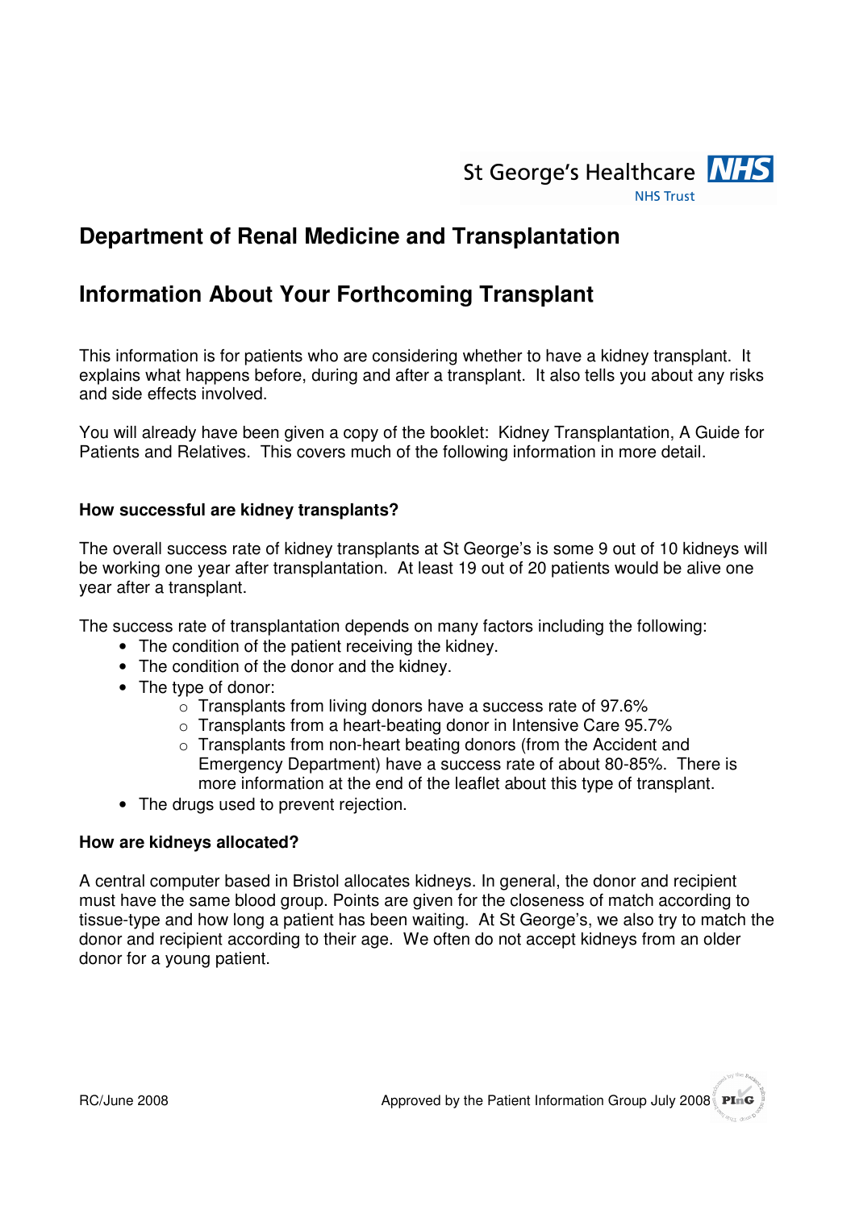St George's Healthcare NHS Trust

# Department of Renal Medicine and Transplantation

# Information About Your Forthcoming Transplant

This information is for patients who are considering whether to have a kidney transplant. It explains what happens before, during and after a transplant. It also tells you about any risks and side effects involved.

You will already have been given a copy of the booklet: Kidney Transplantation, A Guide for Patients and Relatives. This covers much of the following information in more detail.

### How successful are kidney transplants?

The overall success rate of kidney transplants at St George's is some 9 out of 10 kidneys will be working one year after transplantation. At least 19 out of 20 patients would be alive one year after a transplant.

The success rate of transplantation depends on many factors including the following:

- The condition of the patient receiving the kidney.
- The condition of the donor and the kidney.
- The type of donor:
  - Transplants from living donors have a success rate of 97.6%
  - Transplants from a heart-beating donor in Intensive Care 95.7%
  - Transplants from non-heart beating donors (from the Accident and Emergency Department) have a success rate of about 80-85%. There is more information at the end of the leaflet about this type of transplant.
- The drugs used to prevent rejection.

### How are kidneys allocated?

A central computer based in Bristol allocates kidneys. In general, the donor and recipient must have the same blood group. Points are given for the closeness of match according to tissue-type and how long a patient has been waiting. At St George's, we also try to match the donor and recipient according to their age. We often do not accept kidneys from an older donor for a young patient.

RC/June 2008

Approved by the Patient Information Group July 2008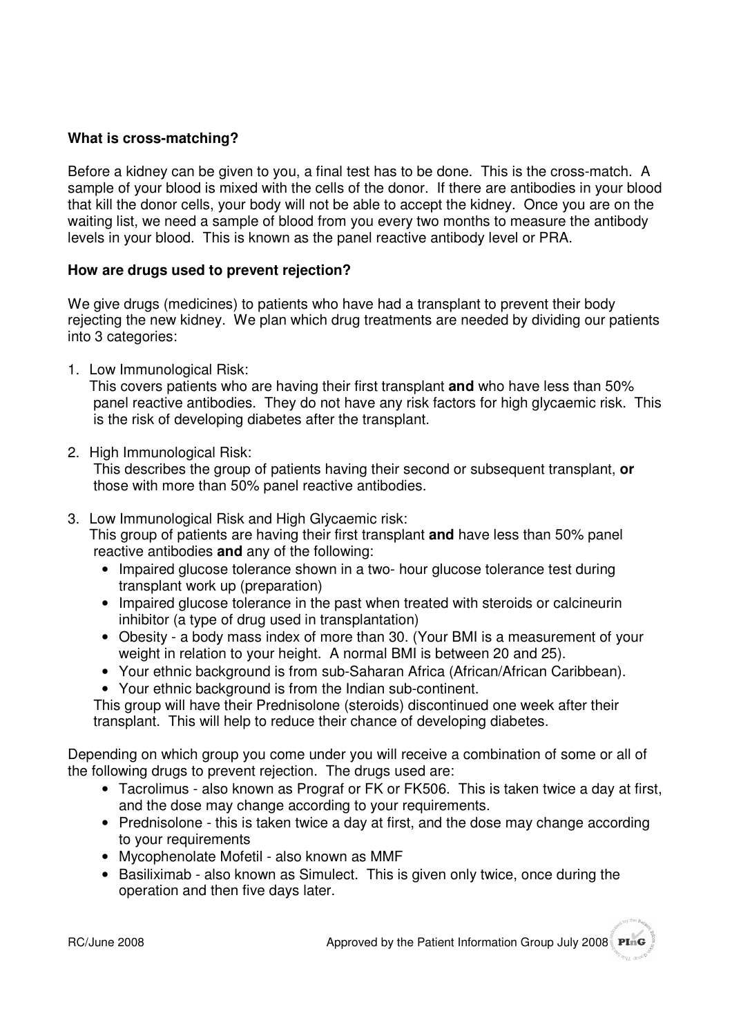**What is cross-matching?**

Before a kidney can be given to you, a final test has to be done. This is the cross-match. A sample of your blood is mixed with the cells of the donor. If there are antibodies in your blood that kill the donor cells, your body will not be able to accept the kidney. Once you are on the waiting list, we need a sample of blood from you every two months to measure the antibody levels in your blood. This is known as the panel reactive antibody level or PRA.

**How are drugs used to prevent rejection?**

We give drugs (medicines) to patients who have had a transplant to prevent their body rejecting the new kidney. We plan which drug treatments are needed by dividing our patients into 3 categories:

1. Low Immunological Risk:
   This covers patients who are having their first transplant **and** who have less than 50% panel reactive antibodies. They do not have any risk factors for high glycaemic risk. This is the risk of developing diabetes after the transplant.

2. High Immunological Risk:
   This describes the group of patients having their second or subsequent transplant, **or** those with more than 50% panel reactive antibodies.

3. Low Immunological Risk and High Glycaemic risk:
   This group of patients are having their first transplant **and** have less than 50% panel reactive antibodies **and** any of the following:
   - Impaired glucose tolerance shown in a two- hour glucose tolerance test during transplant work up (preparation)
   - Impaired glucose tolerance in the past when treated with steroids or calcineurin inhibitor (a type of drug used in transplantation)
   - Obesity - a body mass index of more than 30. (Your BMI is a measurement of your weight in relation to your height. A normal BMI is between 20 and 25).
   - Your ethnic background is from sub-Saharan Africa (African/African Caribbean).
   - Your ethnic background is from the Indian sub-continent.

   This group will have their Prednisolone (steroids) discontinued one week after their transplant. This will help to reduce their chance of developing diabetes.

Depending on which group you come under you will receive a combination of some or all of the following drugs to prevent rejection. The drugs used are:

- Tacrolimus - also known as Prograf or FK or FK506. This is taken twice a day at first, and the dose may change according to your requirements.
- Prednisolone - this is taken twice a day at first, and the dose may change according to your requirements
- Mycophenolate Mofetil - also known as MMF
- Basiliximab - also known as Simulect. This is given only twice, once during the operation and then five days later.

RC/June 2008 Approved by the Patient Information Group July 2008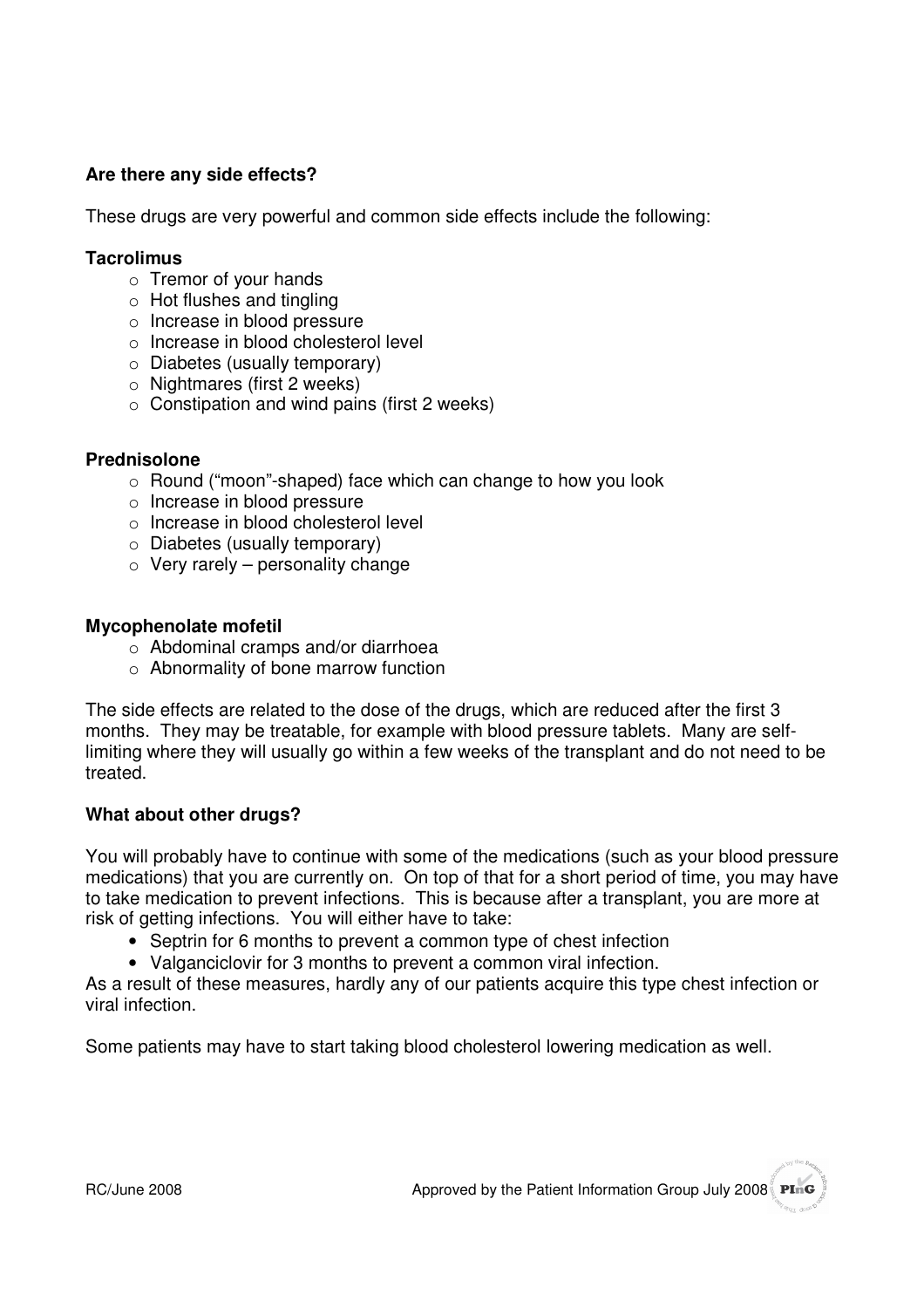**Are there any side effects?**

These drugs are very powerful and common side effects include the following:

**Tacrolimus**

- Tremor of your hands
- Hot flushes and tingling
- Increase in blood pressure
- Increase in blood cholesterol level
- Diabetes (usually temporary)
- Nightmares (first 2 weeks)
- Constipation and wind pains (first 2 weeks)

**Prednisolone**

- Round ("moon"-shaped) face which can change to how you look
- Increase in blood pressure
- Increase in blood cholesterol level
- Diabetes (usually temporary)
- Very rarely – personality change

**Mycophenolate mofetil**

- Abdominal cramps and/or diarrhoea
- Abnormality of bone marrow function

The side effects are related to the dose of the drugs, which are reduced after the first 3 months. They may be treatable, for example with blood pressure tablets. Many are self-limiting where they will usually go within a few weeks of the transplant and do not need to be treated.

**What about other drugs?**

You will probably have to continue with some of the medications (such as your blood pressure medications) that you are currently on. On top of that for a short period of time, you may have to take medication to prevent infections. This is because after a transplant, you are more at risk of getting infections. You will either have to take:

- Septrin for 6 months to prevent a common type of chest infection
- Valganciclovir for 3 months to prevent a common viral infection.

As a result of these measures, hardly any of our patients acquire this type chest infection or viral infection.

Some patients may have to start taking blood cholesterol lowering medication as well.

RC/June 2008 Approved by the Patient Information Group July 2008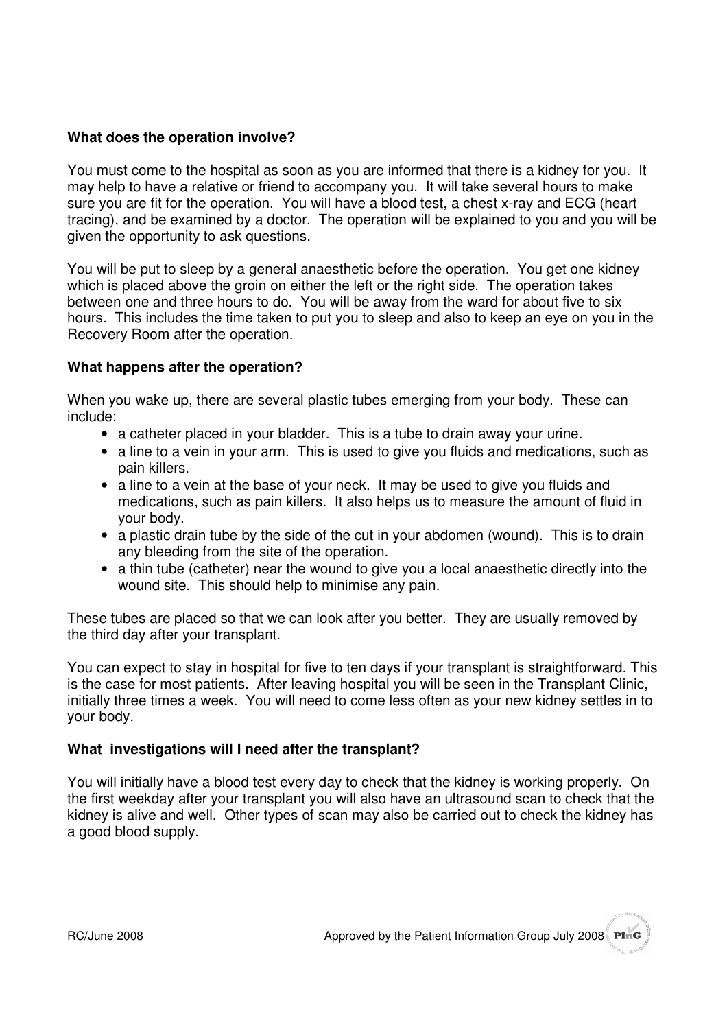**What does the operation involve?**

You must come to the hospital as soon as you are informed that there is a kidney for you. It may help to have a relative or friend to accompany you. It will take several hours to make sure you are fit for the operation. You will have a blood test, a chest x-ray and ECG (heart tracing), and be examined by a doctor. The operation will be explained to you and you will be given the opportunity to ask questions.

You will be put to sleep by a general anaesthetic before the operation. You get one kidney which is placed above the groin on either the left or the right side. The operation takes between one and three hours to do. You will be away from the ward for about five to six hours. This includes the time taken to put you to sleep and also to keep an eye on you in the Recovery Room after the operation.

**What happens after the operation?**

When you wake up, there are several plastic tubes emerging from your body. These can include:

- a catheter placed in your bladder. This is a tube to drain away your urine.
- a line to a vein in your arm. This is used to give you fluids and medications, such as pain killers.
- a line to a vein at the base of your neck. It may be used to give you fluids and medications, such as pain killers. It also helps us to measure the amount of fluid in your body.
- a plastic drain tube by the side of the cut in your abdomen (wound). This is to drain any bleeding from the site of the operation.
- a thin tube (catheter) near the wound to give you a local anaesthetic directly into the wound site. This should help to minimise any pain.

These tubes are placed so that we can look after you better. They are usually removed by the third day after your transplant.

You can expect to stay in hospital for five to ten days if your transplant is straightforward. This is the case for most patients. After leaving hospital you will be seen in the Transplant Clinic, initially three times a week. You will need to come less often as your new kidney settles in to your body.

**What investigations will I need after the transplant?**

You will initially have a blood test every day to check that the kidney is working properly. On the first weekday after your transplant you will also have an ultrasound scan to check that the kidney is alive and well. Other types of scan may also be carried out to check the kidney has a good blood supply.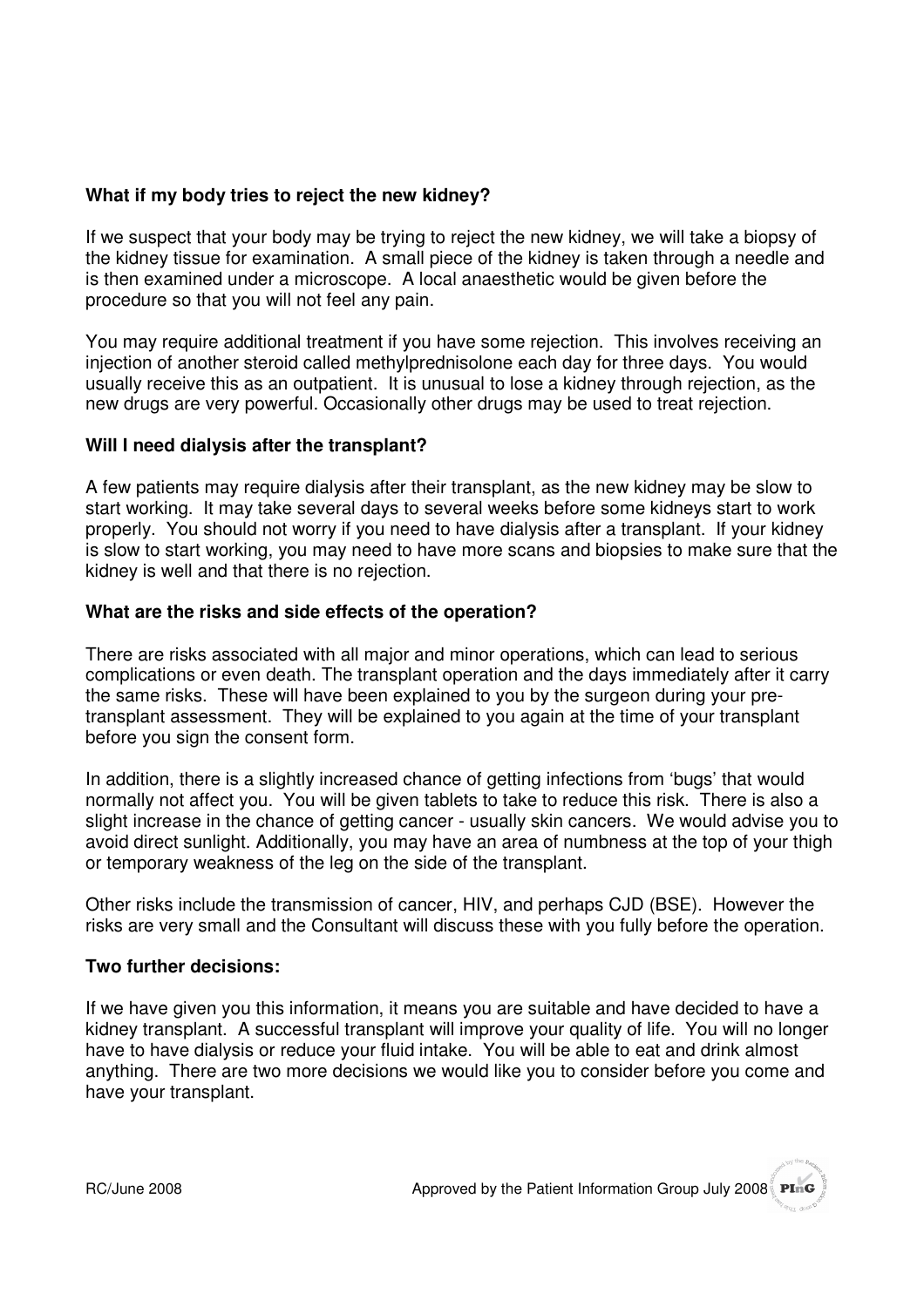**What if my body tries to reject the new kidney?**

If we suspect that your body may be trying to reject the new kidney, we will take a biopsy of the kidney tissue for examination. A small piece of the kidney is taken through a needle and is then examined under a microscope. A local anaesthetic would be given before the procedure so that you will not feel any pain.

You may require additional treatment if you have some rejection. This involves receiving an injection of another steroid called methylprednisolone each day for three days. You would usually receive this as an outpatient. It is unusual to lose a kidney through rejection, as the new drugs are very powerful. Occasionally other drugs may be used to treat rejection.

**Will I need dialysis after the transplant?**

A few patients may require dialysis after their transplant, as the new kidney may be slow to start working. It may take several days to several weeks before some kidneys start to work properly. You should not worry if you need to have dialysis after a transplant. If your kidney is slow to start working, you may need to have more scans and biopsies to make sure that the kidney is well and that there is no rejection.

**What are the risks and side effects of the operation?**

There are risks associated with all major and minor operations, which can lead to serious complications or even death. The transplant operation and the days immediately after it carry the same risks. These will have been explained to you by the surgeon during your pre-transplant assessment. They will be explained to you again at the time of your transplant before you sign the consent form.

In addition, there is a slightly increased chance of getting infections from 'bugs' that would normally not affect you. You will be given tablets to take to reduce this risk. There is also a slight increase in the chance of getting cancer - usually skin cancers. We would advise you to avoid direct sunlight. Additionally, you may have an area of numbness at the top of your thigh or temporary weakness of the leg on the side of the transplant.

Other risks include the transmission of cancer, HIV, and perhaps CJD (BSE). However the risks are very small and the Consultant will discuss these with you fully before the operation.

**Two further decisions:**

If we have given you this information, it means you are suitable and have decided to have a kidney transplant. A successful transplant will improve your quality of life. You will no longer have to have dialysis or reduce your fluid intake. You will be able to eat and drink almost anything. There are two more decisions we would like you to consider before you come and have your transplant.

RC/June 2008 Approved by the Patient Information Group July 2008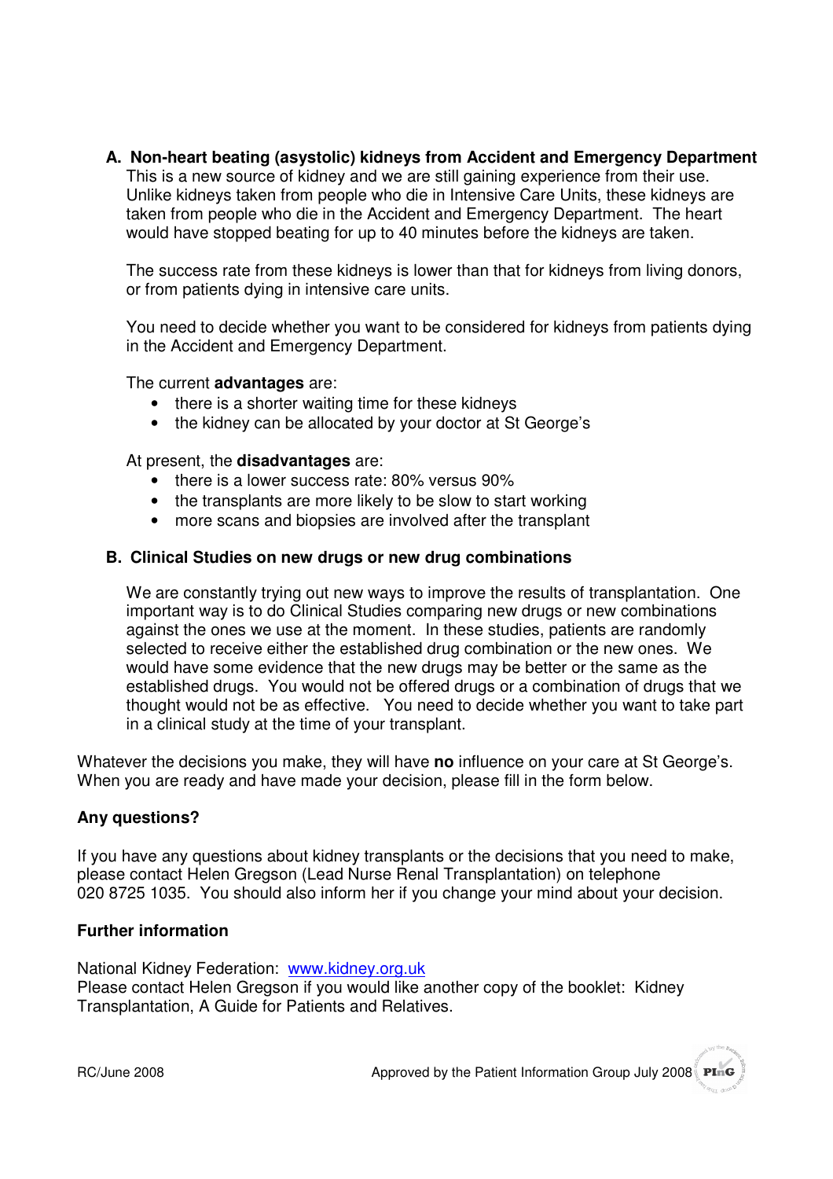**A. Non-heart beating (asystolic) kidneys from Accident and Emergency Department**

This is a new source of kidney and we are still gaining experience from their use. Unlike kidneys taken from people who die in Intensive Care Units, these kidneys are taken from people who die in the Accident and Emergency Department. The heart would have stopped beating for up to 40 minutes before the kidneys are taken.

The success rate from these kidneys is lower than that for kidneys from living donors, or from patients dying in intensive care units.

You need to decide whether you want to be considered for kidneys from patients dying in the Accident and Emergency Department.

The current **advantages** are:

- there is a shorter waiting time for these kidneys
- the kidney can be allocated by your doctor at St George's

At present, the **disadvantages** are:

- there is a lower success rate: 80% versus 90%
- the transplants are more likely to be slow to start working
- more scans and biopsies are involved after the transplant

**B. Clinical Studies on new drugs or new drug combinations**

We are constantly trying out new ways to improve the results of transplantation. One important way is to do Clinical Studies comparing new drugs or new combinations against the ones we use at the moment. In these studies, patients are randomly selected to receive either the established drug combination or the new ones. We would have some evidence that the new drugs may be better or the same as the established drugs. You would not be offered drugs or a combination of drugs that we thought would not be as effective. You need to decide whether you want to take part in a clinical study at the time of your transplant.

Whatever the decisions you make, they will have **no** influence on your care at St George's. When you are ready and have made your decision, please fill in the form below.

**Any questions?**

If you have any questions about kidney transplants or the decisions that you need to make, please contact Helen Gregson (Lead Nurse Renal Transplantation) on telephone 020 8725 1035. You should also inform her if you change your mind about your decision.

**Further information**

National Kidney Federation: www.kidney.org.uk
Please contact Helen Gregson if you would like another copy of the booklet: Kidney Transplantation, A Guide for Patients and Relatives.

RC/June 2008 Approved by the Patient Information Group July 2008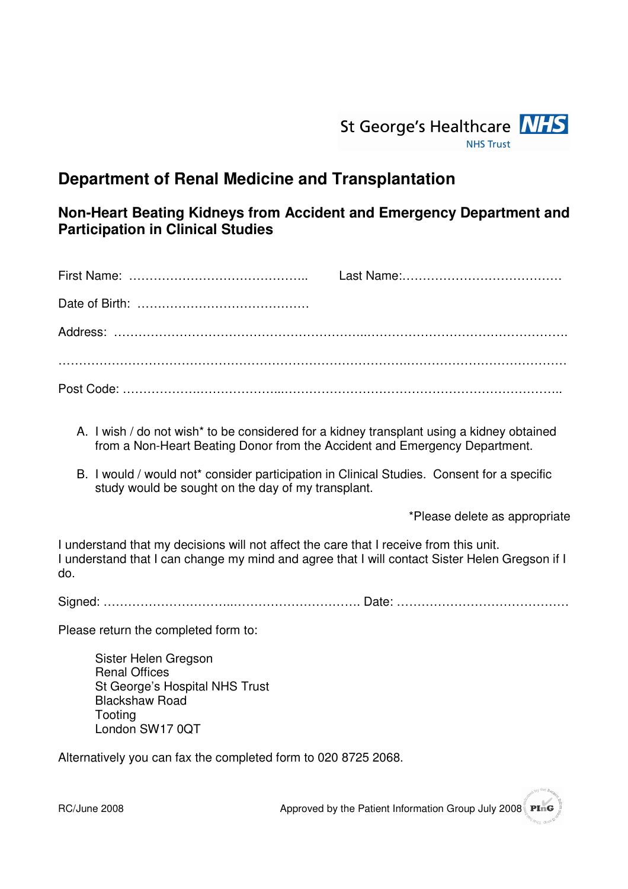St George's Healthcare NHS
NHS Trust

# Department of Renal Medicine and Transplantation

## Non-Heart Beating Kidneys from Accident and Emergency Department and Participation in Clinical Studies

First Name: …………………………………….. Last Name:…………………………………

Date of Birth: ……………………………………

Address: …………………………………………………..…………………………………………

…………………………………………………………………………….……………………………

Post Code: ………………….……………..……………………………………………………..

A. I wish / do not wish* to be considered for a kidney transplant using a kidney obtained from a Non-Heart Beating Donor from the Accident and Emergency Department.

B. I would / would not* consider participation in Clinical Studies. Consent for a specific study would be sought on the day of my transplant.

*Please delete as appropriate

I understand that my decisions will not affect the care that I receive from this unit.
I understand that I can change my mind and agree that I will contact Sister Helen Gregson if I do.

Signed: …………………………..…………………………. Date: ……………………………………

Please return the completed form to:

Sister Helen Gregson
Renal Offices
St George's Hospital NHS Trust
Blackshaw Road
Tooting
London SW17 0QT

Alternatively you can fax the completed form to 020 8725 2068.

RC/June 2008

Approved by the Patient Information Group July 2008